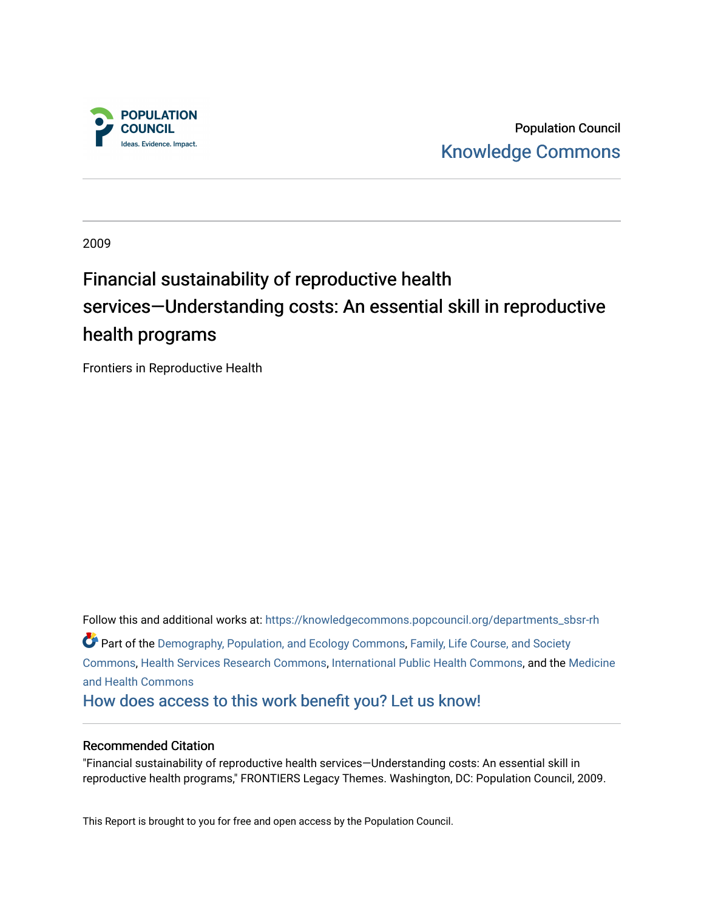Population Council
Knowledge Commons

2009

# Financial sustainability of reproductive health services—Understanding costs: An essential skill in reproductive health programs

Frontiers in Reproductive Health

Follow this and additional works at: https://knowledgecommons.popcouncil.org/departments_sbsr-rh

Part of the Demography, Population, and Ecology Commons, Family, Life Course, and Society Commons, Health Services Research Commons, International Public Health Commons, and the Medicine and Health Commons

How does access to this work benefit you? Let us know!

## Recommended Citation

"Financial sustainability of reproductive health services—Understanding costs: An essential skill in reproductive health programs," FRONTIERS Legacy Themes. Washington, DC: Population Council, 2009.

This Report is brought to you for free and open access by the Population Council.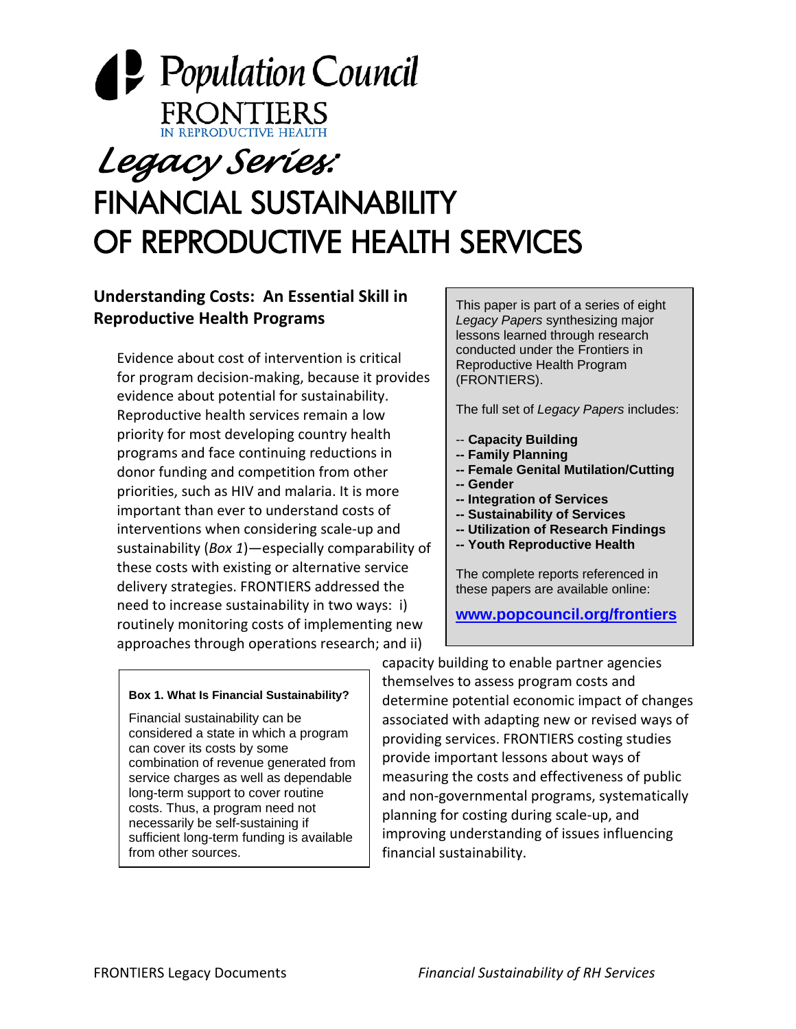Population Council
FRONTIERS IN REPRODUCTIVE HEALTH

# *Legacy Series:* FINANCIAL SUSTAINABILITY OF REPRODUCTIVE HEALTH SERVICES

## Understanding Costs: An Essential Skill in Reproductive Health Programs

Evidence about cost of intervention is critical for program decision-making, because it provides evidence about potential for sustainability. Reproductive health services remain a low priority for most developing country health programs and face continuing reductions in donor funding and competition from other priorities, such as HIV and malaria. It is more important than ever to understand costs of interventions when considering scale-up and sustainability (*Box 1*)—especially comparability of these costs with existing or alternative service delivery strategies. FRONTIERS addressed the need to increase sustainability in two ways: i) routinely monitoring costs of implementing new approaches through operations research; and ii) capacity building to enable partner agencies themselves to assess program costs and determine potential economic impact of changes associated with adapting new or revised ways of providing services. FRONTIERS costing studies provide important lessons about ways of measuring the costs and effectiveness of public and non-governmental programs, systematically planning for costing during scale-up, and improving understanding of issues influencing financial sustainability.

> This paper is part of a series of eight *Legacy Papers* synthesizing major lessons learned through research conducted under the Frontiers in Reproductive Health Program (FRONTIERS).
>
> The full set of *Legacy Papers* includes:
>
> -- **Capacity Building**
> **-- Family Planning**
> **-- Female Genital Mutilation/Cutting**
> **-- Gender**
> **-- Integration of Services**
> **-- Sustainability of Services**
> **-- Utilization of Research Findings**
> **-- Youth Reproductive Health**
>
> The complete reports referenced in these papers are available online:
>
> **www.popcouncil.org/frontiers**

> **Box 1. What Is Financial Sustainability?**
>
> Financial sustainability can be considered a state in which a program can cover its costs by some combination of revenue generated from service charges as well as dependable long-term support to cover routine costs. Thus, a program need not necessarily be self-sustaining if sufficient long-term funding is available from other sources.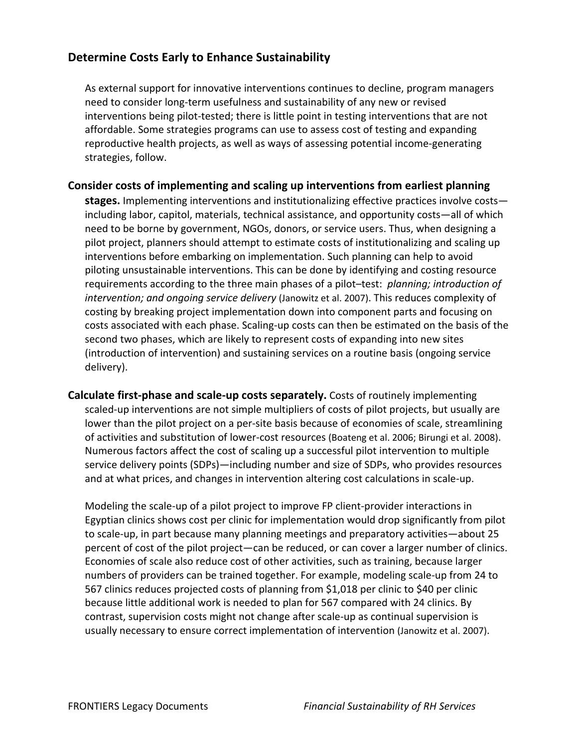## Determine Costs Early to Enhance Sustainability

As external support for innovative interventions continues to decline, program managers need to consider long-term usefulness and sustainability of any new or revised interventions being pilot-tested; there is little point in testing interventions that are not affordable. Some strategies programs can use to assess cost of testing and expanding reproductive health projects, as well as ways of assessing potential income-generating strategies, follow.

**Consider costs of implementing and scaling up interventions from earliest planning stages.** Implementing interventions and institutionalizing effective practices involve costs—including labor, capitol, materials, technical assistance, and opportunity costs—all of which need to be borne by government, NGOs, donors, or service users. Thus, when designing a pilot project, planners should attempt to estimate costs of institutionalizing and scaling up interventions before embarking on implementation. Such planning can help to avoid piloting unsustainable interventions. This can be done by identifying and costing resource requirements according to the three main phases of a pilot–test: *planning; introduction of intervention; and ongoing service delivery* (Janowitz et al. 2007). This reduces complexity of costing by breaking project implementation down into component parts and focusing on costs associated with each phase. Scaling-up costs can then be estimated on the basis of the second two phases, which are likely to represent costs of expanding into new sites (introduction of intervention) and sustaining services on a routine basis (ongoing service delivery).

**Calculate first-phase and scale-up costs separately.** Costs of routinely implementing scaled-up interventions are not simple multipliers of costs of pilot projects, but usually are lower than the pilot project on a per-site basis because of economies of scale, streamlining of activities and substitution of lower-cost resources (Boateng et al. 2006; Birungi et al. 2008). Numerous factors affect the cost of scaling up a successful pilot intervention to multiple service delivery points (SDPs)—including number and size of SDPs, who provides resources and at what prices, and changes in intervention altering cost calculations in scale-up.

Modeling the scale-up of a pilot project to improve FP client-provider interactions in Egyptian clinics shows cost per clinic for implementation would drop significantly from pilot to scale-up, in part because many planning meetings and preparatory activities—about 25 percent of cost of the pilot project—can be reduced, or can cover a larger number of clinics. Economies of scale also reduce cost of other activities, such as training, because larger numbers of providers can be trained together. For example, modeling scale-up from 24 to 567 clinics reduces projected costs of planning from $1,018 per clinic to $40 per clinic because little additional work is needed to plan for 567 compared with 24 clinics. By contrast, supervision costs might not change after scale-up as continual supervision is usually necessary to ensure correct implementation of intervention (Janowitz et al. 2007).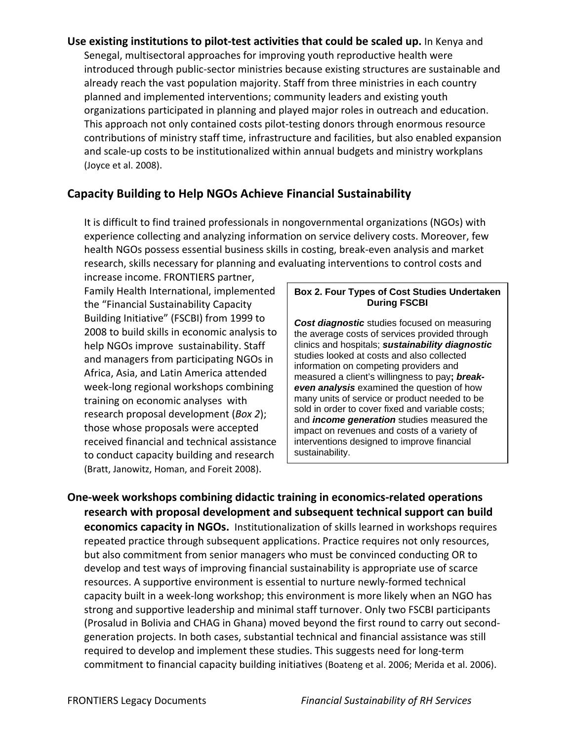**Use existing institutions to pilot-test activities that could be scaled up.** In Kenya and Senegal, multisectoral approaches for improving youth reproductive health were introduced through public-sector ministries because existing structures are sustainable and already reach the vast population majority. Staff from three ministries in each country planned and implemented interventions; community leaders and existing youth organizations participated in planning and played major roles in outreach and education. This approach not only contained costs pilot-testing donors through enormous resource contributions of ministry staff time, infrastructure and facilities, but also enabled expansion and scale-up costs to be institutionalized within annual budgets and ministry workplans (Joyce et al. 2008).

## Capacity Building to Help NGOs Achieve Financial Sustainability

It is difficult to find trained professionals in nongovernmental organizations (NGOs) with experience collecting and analyzing information on service delivery costs. Moreover, few health NGOs possess essential business skills in costing, break-even analysis and market research, skills necessary for planning and evaluating interventions to control costs and increase income. FRONTIERS partner, Family Health International, implemented the "Financial Sustainability Capacity Building Initiative" (FSCBI) from 1999 to 2008 to build skills in economic analysis to help NGOs improve sustainability. Staff and managers from participating NGOs in Africa, Asia, and Latin America attended week-long regional workshops combining training on economic analyses with research proposal development (*Box 2*); those whose proposals were accepted received financial and technical assistance to conduct capacity building and research (Bratt, Janowitz, Homan, and Foreit 2008).

**Box 2. Four Types of Cost Studies Undertaken During FSCBI**

***Cost diagnostic*** studies focused on measuring the average costs of services provided through clinics and hospitals; ***sustainability diagnostic*** studies looked at costs and also collected information on competing providers and measured a client's willingness to pay**;** ***break-even analysis*** examined the question of how many units of service or product needed to be sold in order to cover fixed and variable costs; and ***income generation*** studies measured the impact on revenues and costs of a variety of interventions designed to improve financial sustainability.

**One-week workshops combining didactic training in economics-related operations research with proposal development and subsequent technical support can build economics capacity in NGOs.** Institutionalization of skills learned in workshops requires repeated practice through subsequent applications. Practice requires not only resources, but also commitment from senior managers who must be convinced conducting OR to develop and test ways of improving financial sustainability is appropriate use of scarce resources. A supportive environment is essential to nurture newly-formed technical capacity built in a week-long workshop; this environment is more likely when an NGO has strong and supportive leadership and minimal staff turnover. Only two FSCBI participants (Prosalud in Bolivia and CHAG in Ghana) moved beyond the first round to carry out second-generation projects. In both cases, substantial technical and financial assistance was still required to develop and implement these studies. This suggests need for long-term commitment to financial capacity building initiatives (Boateng et al. 2006; Merida et al. 2006).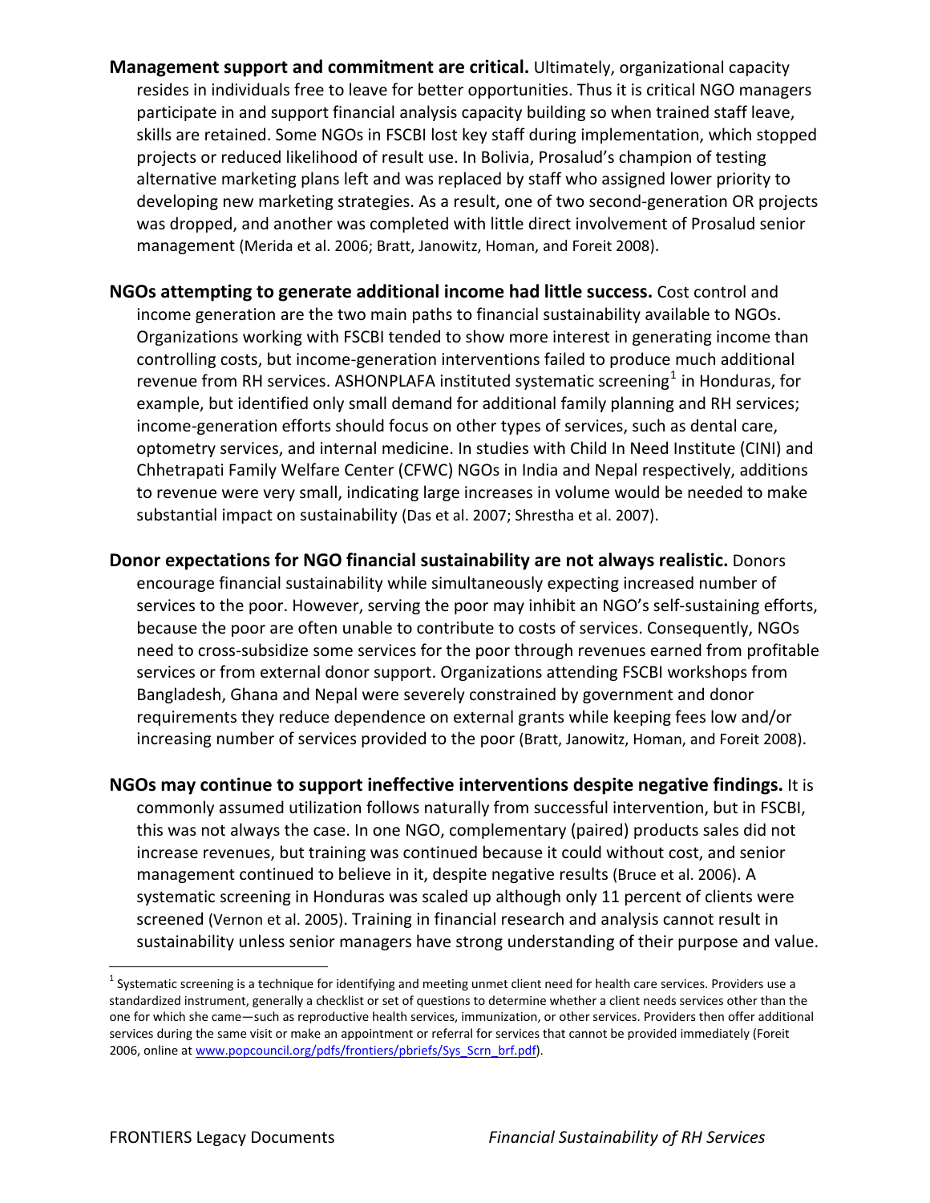**Management support and commitment are critical.** Ultimately, organizational capacity resides in individuals free to leave for better opportunities. Thus it is critical NGO managers participate in and support financial analysis capacity building so when trained staff leave, skills are retained. Some NGOs in FSCBI lost key staff during implementation, which stopped projects or reduced likelihood of result use. In Bolivia, Prosalud's champion of testing alternative marketing plans left and was replaced by staff who assigned lower priority to developing new marketing strategies. As a result, one of two second-generation OR projects was dropped, and another was completed with little direct involvement of Prosalud senior management (Merida et al. 2006; Bratt, Janowitz, Homan, and Foreit 2008).

**NGOs attempting to generate additional income had little success.** Cost control and income generation are the two main paths to financial sustainability available to NGOs. Organizations working with FSCBI tended to show more interest in generating income than controlling costs, but income-generation interventions failed to produce much additional revenue from RH services. ASHONPLAFA instituted systematic screening[1] in Honduras, for example, but identified only small demand for additional family planning and RH services; income-generation efforts should focus on other types of services, such as dental care, optometry services, and internal medicine. In studies with Child In Need Institute (CINI) and Chhetrapati Family Welfare Center (CFWC) NGOs in India and Nepal respectively, additions to revenue were very small, indicating large increases in volume would be needed to make substantial impact on sustainability (Das et al. 2007; Shrestha et al. 2007).

**Donor expectations for NGO financial sustainability are not always realistic.** Donors encourage financial sustainability while simultaneously expecting increased number of services to the poor. However, serving the poor may inhibit an NGO's self-sustaining efforts, because the poor are often unable to contribute to costs of services. Consequently, NGOs need to cross-subsidize some services for the poor through revenues earned from profitable services or from external donor support. Organizations attending FSCBI workshops from Bangladesh, Ghana and Nepal were severely constrained by government and donor requirements they reduce dependence on external grants while keeping fees low and/or increasing number of services provided to the poor (Bratt, Janowitz, Homan, and Foreit 2008).

**NGOs may continue to support ineffective interventions despite negative findings.** It is commonly assumed utilization follows naturally from successful intervention, but in FSCBI, this was not always the case. In one NGO, complementary (paired) products sales did not increase revenues, but training was continued because it could without cost, and senior management continued to believe in it, despite negative results (Bruce et al. 2006). A systematic screening in Honduras was scaled up although only 11 percent of clients were screened (Vernon et al. 2005). Training in financial research and analysis cannot result in sustainability unless senior managers have strong understanding of their purpose and value.

[1] Systematic screening is a technique for identifying and meeting unmet client need for health care services. Providers use a standardized instrument, generally a checklist or set of questions to determine whether a client needs services other than the one for which she came—such as reproductive health services, immunization, or other services. Providers then offer additional services during the same visit or make an appointment or referral for services that cannot be provided immediately (Foreit 2006, online at www.popcouncil.org/pdfs/frontiers/pbriefs/Sys_Scrn_brf.pdf).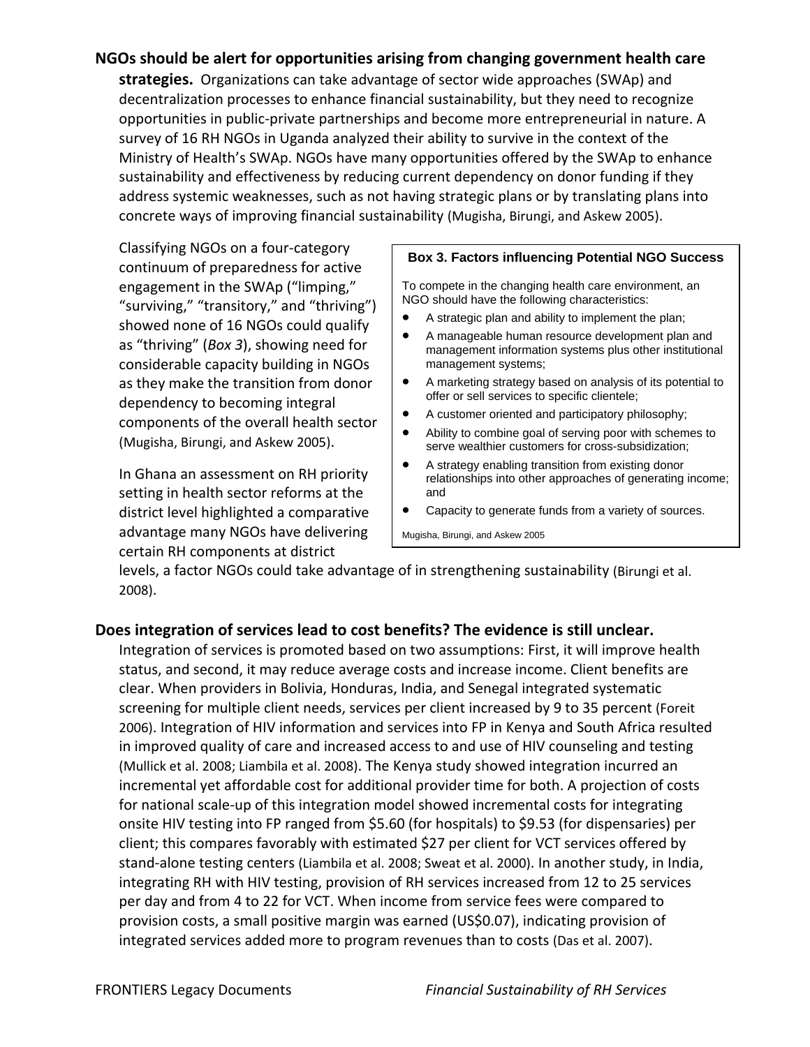**NGOs should be alert for opportunities arising from changing government health care strategies.** Organizations can take advantage of sector wide approaches (SWAp) and decentralization processes to enhance financial sustainability, but they need to recognize opportunities in public-private partnerships and become more entrepreneurial in nature. A survey of 16 RH NGOs in Uganda analyzed their ability to survive in the context of the Ministry of Health's SWAp. NGOs have many opportunities offered by the SWAp to enhance sustainability and effectiveness by reducing current dependency on donor funding if they address systemic weaknesses, such as not having strategic plans or by translating plans into concrete ways of improving financial sustainability (Mugisha, Birungi, and Askew 2005).

Classifying NGOs on a four-category continuum of preparedness for active engagement in the SWAp ("limping," "surviving," "transitory," and "thriving") showed none of 16 NGOs could qualify as "thriving" (*Box 3*), showing need for considerable capacity building in NGOs as they make the transition from donor dependency to becoming integral components of the overall health sector (Mugisha, Birungi, and Askew 2005).

> **Box 3. Factors influencing Potential NGO Success**
>
> To compete in the changing health care environment, an NGO should have the following characteristics:
>
> - A strategic plan and ability to implement the plan;
> - A manageable human resource development plan and management information systems plus other institutional management systems;
> - A marketing strategy based on analysis of its potential to offer or sell services to specific clientele;
> - A customer oriented and participatory philosophy;
> - Ability to combine goal of serving poor with schemes to serve wealthier customers for cross-subsidization;
> - A strategy enabling transition from existing donor relationships into other approaches of generating income; and
> - Capacity to generate funds from a variety of sources.
>
> Mugisha, Birungi, and Askew 2005

In Ghana an assessment on RH priority setting in health sector reforms at the district level highlighted a comparative advantage many NGOs have delivering certain RH components at district levels, a factor NGOs could take advantage of in strengthening sustainability (Birungi et al. 2008).

**Does integration of services lead to cost benefits? The evidence is still unclear.** Integration of services is promoted based on two assumptions: First, it will improve health status, and second, it may reduce average costs and increase income. Client benefits are clear. When providers in Bolivia, Honduras, India, and Senegal integrated systematic screening for multiple client needs, services per client increased by 9 to 35 percent (Foreit 2006). Integration of HIV information and services into FP in Kenya and South Africa resulted in improved quality of care and increased access to and use of HIV counseling and testing (Mullick et al. 2008; Liambila et al. 2008). The Kenya study showed integration incurred an incremental yet affordable cost for additional provider time for both. A projection of costs for national scale-up of this integration model showed incremental costs for integrating onsite HIV testing into FP ranged from $5.60 (for hospitals) to $9.53 (for dispensaries) per client; this compares favorably with estimated $27 per client for VCT services offered by stand-alone testing centers (Liambila et al. 2008; Sweat et al. 2000). In another study, in India, integrating RH with HIV testing, provision of RH services increased from 12 to 25 services per day and from 4 to 22 for VCT. When income from service fees were compared to provision costs, a small positive margin was earned (US$0.07), indicating provision of integrated services added more to program revenues than to costs (Das et al. 2007).